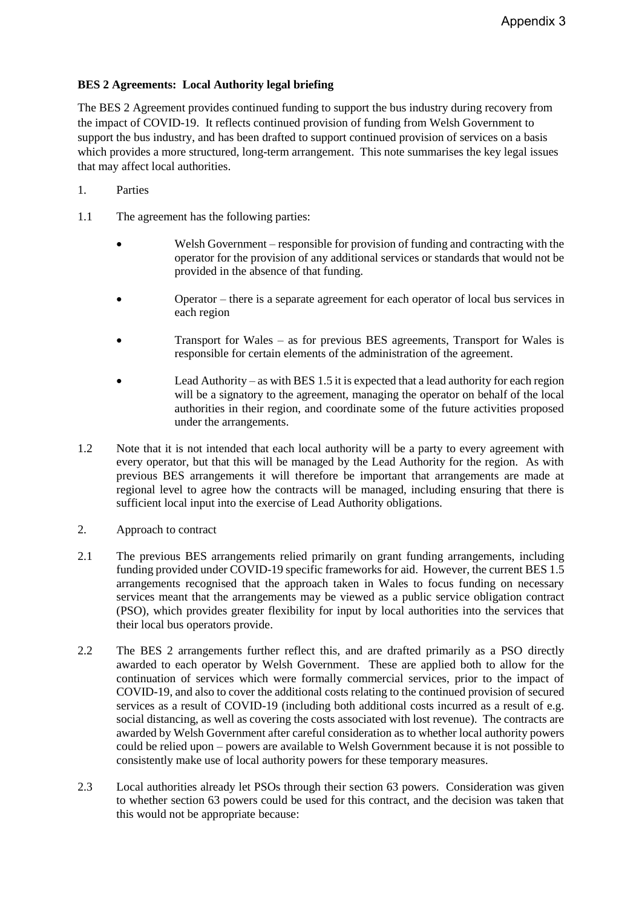Appendix 3

**BES 2 Agreements: Local Authority legal briefing**

The BES 2 Agreement provides continued funding to support the bus industry during recovery from the impact of COVID-19. It reflects continued provision of funding from Welsh Government to support the bus industry, and has been drafted to support continued provision of services on a basis which provides a more structured, long-term arrangement. This note summarises the key legal issues that may affect local authorities.

1. Parties

1.1 The agreement has the following parties:

- Welsh Government – responsible for provision of funding and contracting with the operator for the provision of any additional services or standards that would not be provided in the absence of that funding.
- Operator – there is a separate agreement for each operator of local bus services in each region
- Transport for Wales – as for previous BES agreements, Transport for Wales is responsible for certain elements of the administration of the agreement.
- Lead Authority – as with BES 1.5 it is expected that a lead authority for each region will be a signatory to the agreement, managing the operator on behalf of the local authorities in their region, and coordinate some of the future activities proposed under the arrangements.

1.2 Note that it is not intended that each local authority will be a party to every agreement with every operator, but that this will be managed by the Lead Authority for the region. As with previous BES arrangements it will therefore be important that arrangements are made at regional level to agree how the contracts will be managed, including ensuring that there is sufficient local input into the exercise of Lead Authority obligations.

2. Approach to contract

2.1 The previous BES arrangements relied primarily on grant funding arrangements, including funding provided under COVID-19 specific frameworks for aid. However, the current BES 1.5 arrangements recognised that the approach taken in Wales to focus funding on necessary services meant that the arrangements may be viewed as a public service obligation contract (PSO), which provides greater flexibility for input by local authorities into the services that their local bus operators provide.

2.2 The BES 2 arrangements further reflect this, and are drafted primarily as a PSO directly awarded to each operator by Welsh Government. These are applied both to allow for the continuation of services which were formally commercial services, prior to the impact of COVID-19, and also to cover the additional costs relating to the continued provision of secured services as a result of COVID-19 (including both additional costs incurred as a result of e.g. social distancing, as well as covering the costs associated with lost revenue). The contracts are awarded by Welsh Government after careful consideration as to whether local authority powers could be relied upon – powers are available to Welsh Government because it is not possible to consistently make use of local authority powers for these temporary measures.

2.3 Local authorities already let PSOs through their section 63 powers. Consideration was given to whether section 63 powers could be used for this contract, and the decision was taken that this would not be appropriate because: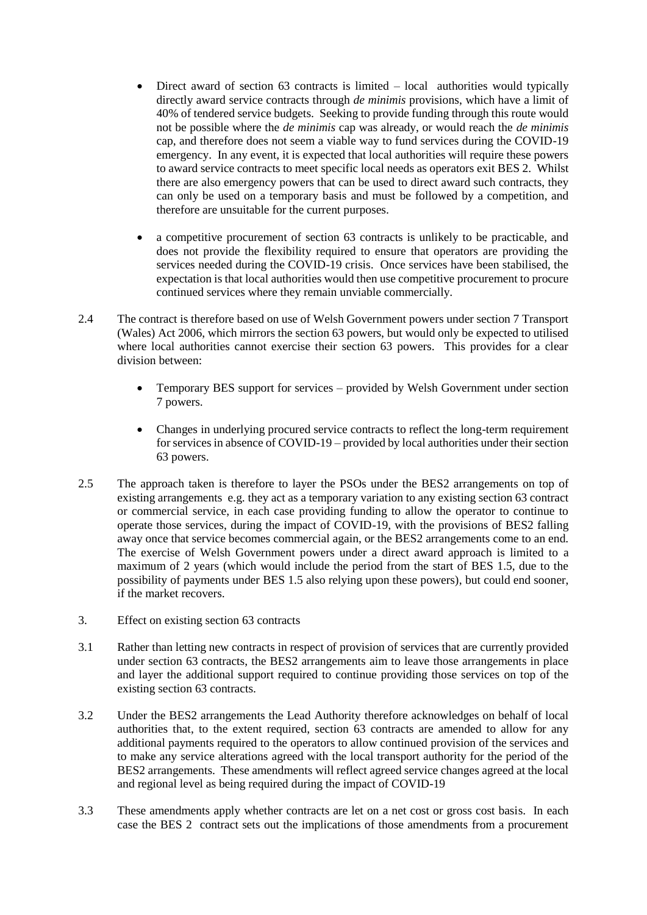- Direct award of section 63 contracts is limited – local authorities would typically directly award service contracts through *de minimis* provisions, which have a limit of 40% of tendered service budgets. Seeking to provide funding through this route would not be possible where the *de minimis* cap was already, or would reach the *de minimis* cap, and therefore does not seem a viable way to fund services during the COVID-19 emergency. In any event, it is expected that local authorities will require these powers to award service contracts to meet specific local needs as operators exit BES 2. Whilst there are also emergency powers that can be used to direct award such contracts, they can only be used on a temporary basis and must be followed by a competition, and therefore are unsuitable for the current purposes.

- a competitive procurement of section 63 contracts is unlikely to be practicable, and does not provide the flexibility required to ensure that operators are providing the services needed during the COVID-19 crisis. Once services have been stabilised, the expectation is that local authorities would then use competitive procurement to procure continued services where they remain unviable commercially.

2.4 The contract is therefore based on use of Welsh Government powers under section 7 Transport (Wales) Act 2006, which mirrors the section 63 powers, but would only be expected to utilised where local authorities cannot exercise their section 63 powers. This provides for a clear division between:

- Temporary BES support for services – provided by Welsh Government under section 7 powers.

- Changes in underlying procured service contracts to reflect the long-term requirement for services in absence of COVID-19 – provided by local authorities under their section 63 powers.

2.5 The approach taken is therefore to layer the PSOs under the BES2 arrangements on top of existing arrangements e.g. they act as a temporary variation to any existing section 63 contract or commercial service, in each case providing funding to allow the operator to continue to operate those services, during the impact of COVID-19, with the provisions of BES2 falling away once that service becomes commercial again, or the BES2 arrangements come to an end. The exercise of Welsh Government powers under a direct award approach is limited to a maximum of 2 years (which would include the period from the start of BES 1.5, due to the possibility of payments under BES 1.5 also relying upon these powers), but could end sooner, if the market recovers.

3. Effect on existing section 63 contracts

3.1 Rather than letting new contracts in respect of provision of services that are currently provided under section 63 contracts, the BES2 arrangements aim to leave those arrangements in place and layer the additional support required to continue providing those services on top of the existing section 63 contracts.

3.2 Under the BES2 arrangements the Lead Authority therefore acknowledges on behalf of local authorities that, to the extent required, section 63 contracts are amended to allow for any additional payments required to the operators to allow continued provision of the services and to make any service alterations agreed with the local transport authority for the period of the BES2 arrangements. These amendments will reflect agreed service changes agreed at the local and regional level as being required during the impact of COVID-19

3.3 These amendments apply whether contracts are let on a net cost or gross cost basis. In each case the BES 2 contract sets out the implications of those amendments from a procurement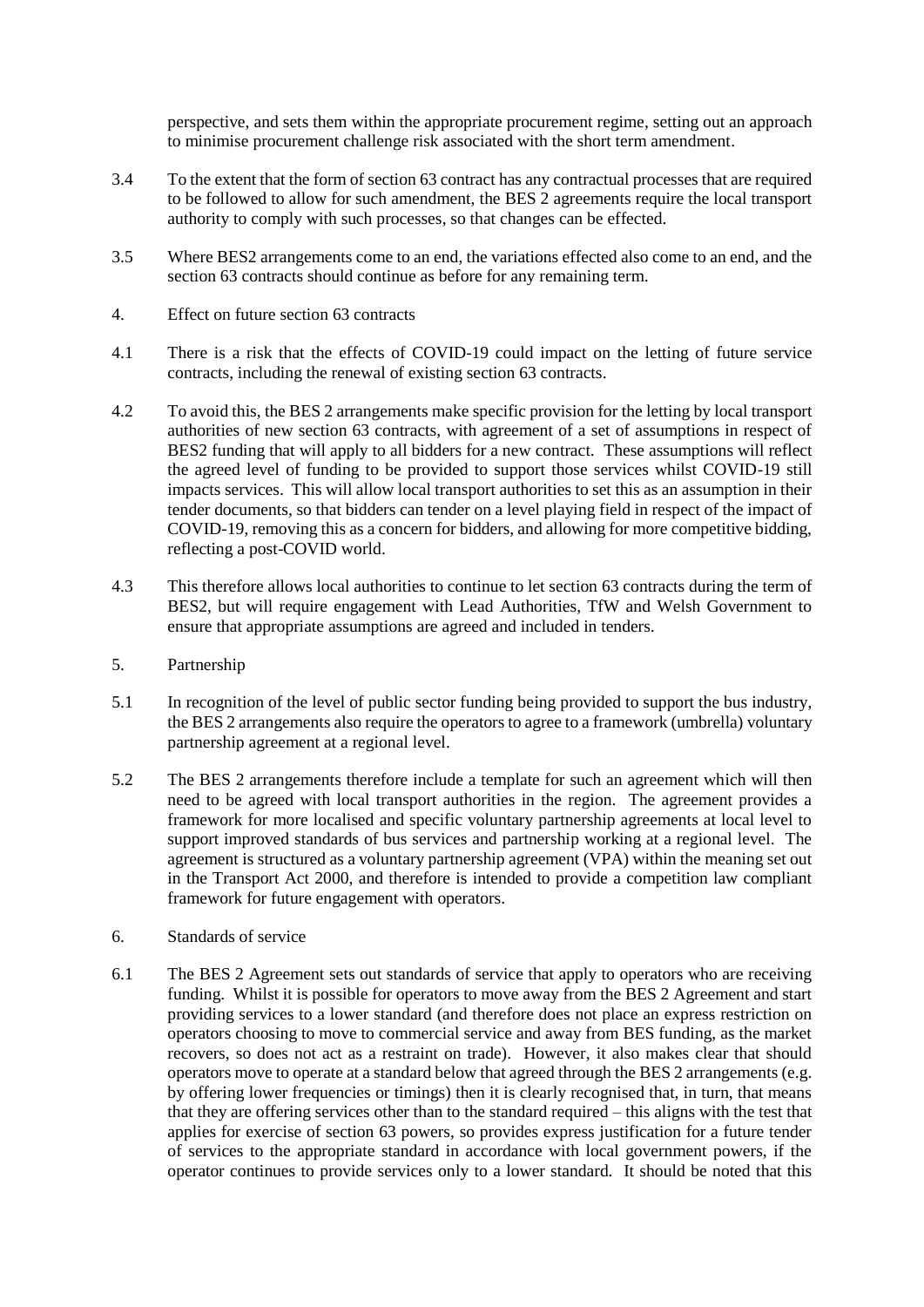perspective, and sets them within the appropriate procurement regime, setting out an approach to minimise procurement challenge risk associated with the short term amendment.

3.4 To the extent that the form of section 63 contract has any contractual processes that are required to be followed to allow for such amendment, the BES 2 agreements require the local transport authority to comply with such processes, so that changes can be effected.

3.5 Where BES2 arrangements come to an end, the variations effected also come to an end, and the section 63 contracts should continue as before for any remaining term.

## 4. Effect on future section 63 contracts

4.1 There is a risk that the effects of COVID-19 could impact on the letting of future service contracts, including the renewal of existing section 63 contracts.

4.2 To avoid this, the BES 2 arrangements make specific provision for the letting by local transport authorities of new section 63 contracts, with agreement of a set of assumptions in respect of BES2 funding that will apply to all bidders for a new contract. These assumptions will reflect the agreed level of funding to be provided to support those services whilst COVID-19 still impacts services. This will allow local transport authorities to set this as an assumption in their tender documents, so that bidders can tender on a level playing field in respect of the impact of COVID-19, removing this as a concern for bidders, and allowing for more competitive bidding, reflecting a post-COVID world.

4.3 This therefore allows local authorities to continue to let section 63 contracts during the term of BES2, but will require engagement with Lead Authorities, TfW and Welsh Government to ensure that appropriate assumptions are agreed and included in tenders.

## 5. Partnership

5.1 In recognition of the level of public sector funding being provided to support the bus industry, the BES 2 arrangements also require the operators to agree to a framework (umbrella) voluntary partnership agreement at a regional level.

5.2 The BES 2 arrangements therefore include a template for such an agreement which will then need to be agreed with local transport authorities in the region. The agreement provides a framework for more localised and specific voluntary partnership agreements at local level to support improved standards of bus services and partnership working at a regional level. The agreement is structured as a voluntary partnership agreement (VPA) within the meaning set out in the Transport Act 2000, and therefore is intended to provide a competition law compliant framework for future engagement with operators.

## 6. Standards of service

6.1 The BES 2 Agreement sets out standards of service that apply to operators who are receiving funding. Whilst it is possible for operators to move away from the BES 2 Agreement and start providing services to a lower standard (and therefore does not place an express restriction on operators choosing to move to commercial service and away from BES funding, as the market recovers, so does not act as a restraint on trade). However, it also makes clear that should operators move to operate at a standard below that agreed through the BES 2 arrangements (e.g. by offering lower frequencies or timings) then it is clearly recognised that, in turn, that means that they are offering services other than to the standard required – this aligns with the test that applies for exercise of section 63 powers, so provides express justification for a future tender of services to the appropriate standard in accordance with local government powers, if the operator continues to provide services only to a lower standard. It should be noted that this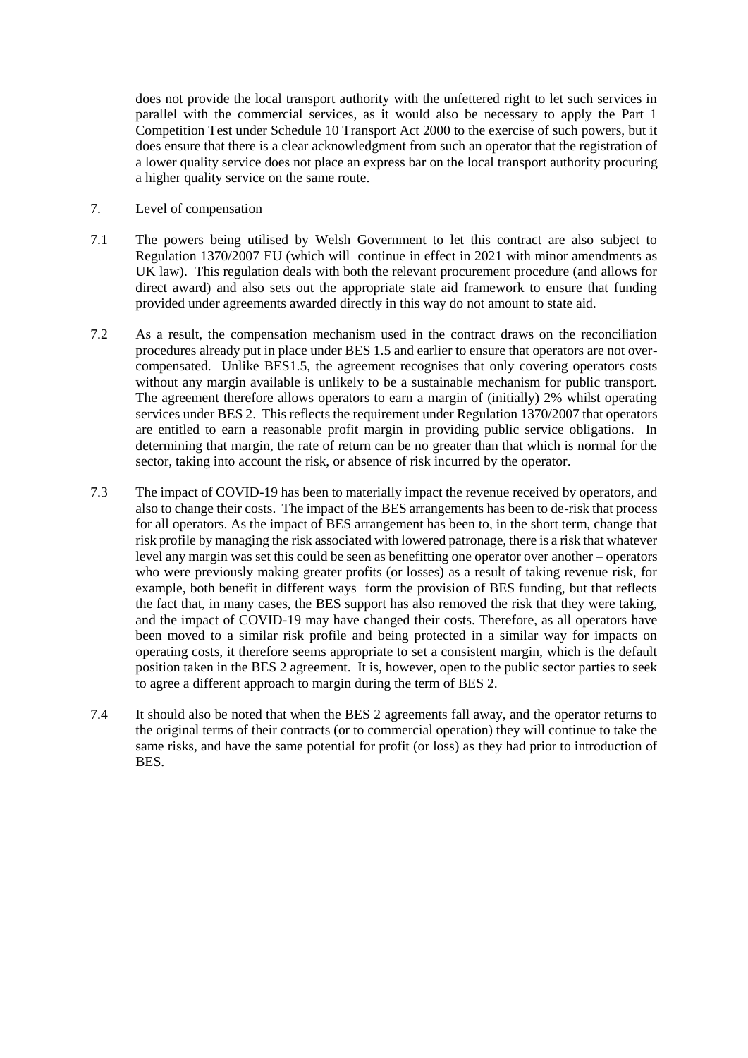does not provide the local transport authority with the unfettered right to let such services in parallel with the commercial services, as it would also be necessary to apply the Part 1 Competition Test under Schedule 10 Transport Act 2000 to the exercise of such powers, but it does ensure that there is a clear acknowledgment from such an operator that the registration of a lower quality service does not place an express bar on the local transport authority procuring a higher quality service on the same route.

## 7. Level of compensation

7.1 The powers being utilised by Welsh Government to let this contract are also subject to Regulation 1370/2007 EU (which will continue in effect in 2021 with minor amendments as UK law). This regulation deals with both the relevant procurement procedure (and allows for direct award) and also sets out the appropriate state aid framework to ensure that funding provided under agreements awarded directly in this way do not amount to state aid.

7.2 As a result, the compensation mechanism used in the contract draws on the reconciliation procedures already put in place under BES 1.5 and earlier to ensure that operators are not over-compensated. Unlike BES1.5, the agreement recognises that only covering operators costs without any margin available is unlikely to be a sustainable mechanism for public transport. The agreement therefore allows operators to earn a margin of (initially) 2% whilst operating services under BES 2. This reflects the requirement under Regulation 1370/2007 that operators are entitled to earn a reasonable profit margin in providing public service obligations. In determining that margin, the rate of return can be no greater than that which is normal for the sector, taking into account the risk, or absence of risk incurred by the operator.

7.3 The impact of COVID-19 has been to materially impact the revenue received by operators, and also to change their costs. The impact of the BES arrangements has been to de-risk that process for all operators. As the impact of BES arrangement has been to, in the short term, change that risk profile by managing the risk associated with lowered patronage, there is a risk that whatever level any margin was set this could be seen as benefitting one operator over another – operators who were previously making greater profits (or losses) as a result of taking revenue risk, for example, both benefit in different ways form the provision of BES funding, but that reflects the fact that, in many cases, the BES support has also removed the risk that they were taking, and the impact of COVID-19 may have changed their costs. Therefore, as all operators have been moved to a similar risk profile and being protected in a similar way for impacts on operating costs, it therefore seems appropriate to set a consistent margin, which is the default position taken in the BES 2 agreement. It is, however, open to the public sector parties to seek to agree a different approach to margin during the term of BES 2.

7.4 It should also be noted that when the BES 2 agreements fall away, and the operator returns to the original terms of their contracts (or to commercial operation) they will continue to take the same risks, and have the same potential for profit (or loss) as they had prior to introduction of BES.